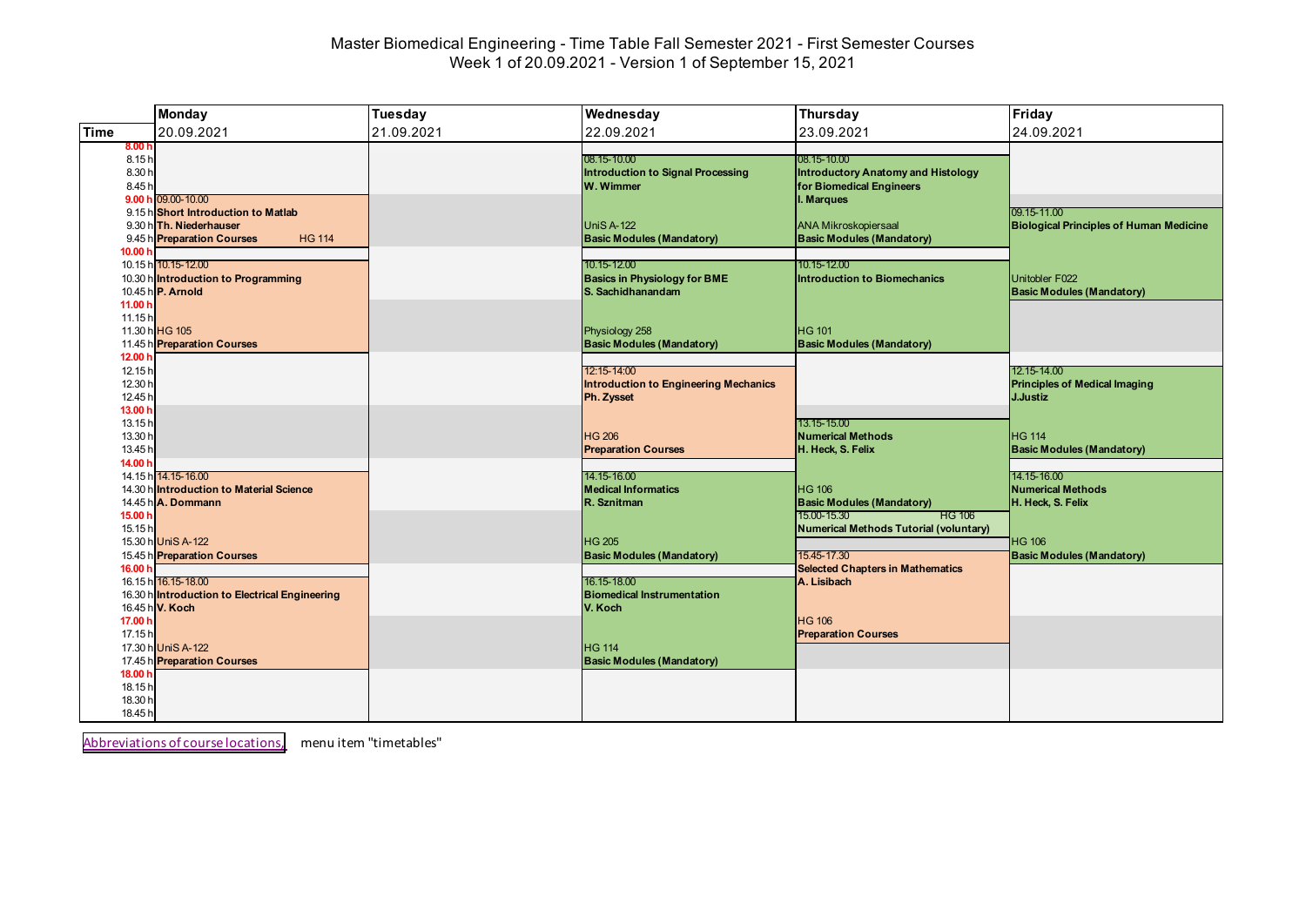Master Biomedical Engineering - Time Table Fall Semester 2021 - First Semester Courses
Week 1 of 20.09.2021 - Version 1 of September 15, 2021

| Time | Monday 20.09.2021 | Tuesday 21.09.2021 | Wednesday 22.09.2021 | Thursday 23.09.2021 | Friday 24.09.2021 |
|---|---|---|---|---|---|
| 8.00 h – 10.00 h | 09.00-10.00 **Short Introduction to Matlab** **Th. Niederhauser** **Preparation Courses** HG 114 | | 08.15-10.00 **Introduction to Signal Processing** **W. Wimmer** UniS A-122 **Basic Modules (Mandatory)** | 08.15-10.00 **Introductory Anatomy and Histology for Biomedical Engineers** **I. Marques** ANA Mikroskopiersaal **Basic Modules (Mandatory)** | 09.15-11.00 **Biological Principles of Human Medicine** Unitobler F022 **Basic Modules (Mandatory)** |
| 10.00 h – 12.00 h | 10.15-12.00 **Introduction to Programming** **P. Arnold** HG 105 **Preparation Courses** | | 10.15-12.00 **Basics in Physiology for BME** **S. Sachidhanandam** Physiology 258 **Basic Modules (Mandatory)** | 10.15-12.00 **Introduction to Biomechanics** HG 101 **Basic Modules (Mandatory)** | |
| 12.00 h – 14.00 h | | | 12:15-14:00 **Introduction to Engineering Mechanics** **Ph. Zysset** HG 206 **Preparation Courses** | 13.15-15.00 **Numerical Methods** **H. Heck, S. Felix** HG 106 **Basic Modules (Mandatory)** | 12.15-14.00 **Principles of Medical Imaging** **J.Justiz** HG 114 **Basic Modules (Mandatory)** |
| 14.00 h – 16.00 h | 14.15-16.00 **Introduction to Material Science** **A. Dommann** UniS A-122 **Preparation Courses** | | 14.15-16.00 **Medical Informatics** **R. Sznitman** HG 205 **Basic Modules (Mandatory)** | 15.00-15.30 HG 106 **Numerical Methods Tutorial (voluntary)** | 14.15-16.00 **Numerical Methods** **H. Heck, S. Felix** HG 106 **Basic Modules (Mandatory)** |
| 16.00 h – 18.00 h | 16.15-18.00 **Introduction to Electrical Engineering** **V. Koch** UniS A-122 **Preparation Courses** | | 16.15-18.00 **Biomedical Instrumentation** **V. Koch** HG 114 **Basic Modules (Mandatory)** | 15.45-17.30 **Selected Chapters in Mathematics** **A. Lisibach** HG 106 **Preparation Courses** | |
| 18.00 h – 18.45 h | | | | | |

Abbreviations of course locations, menu item "timetables"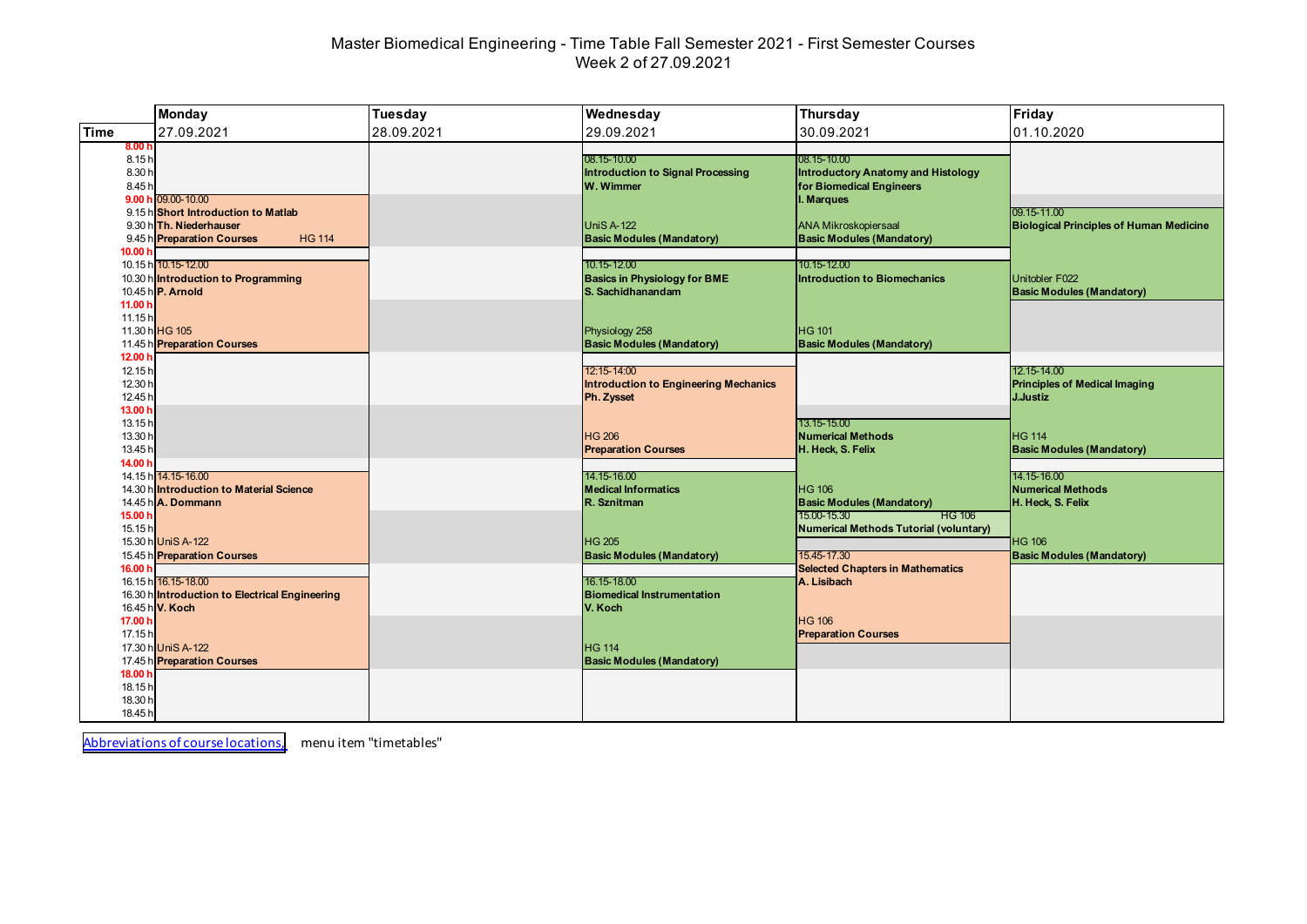Master Biomedical Engineering - Time Table Fall Semester 2021 - First Semester Courses
Week 2 of 27.09.2021

| Time | Monday 27.09.2021 | Tuesday 28.09.2021 | Wednesday 29.09.2021 | Thursday 30.09.2021 | Friday 01.10.2020 |
|---|---|---|---|---|---|
| 8.00 h | | | | | |
| 8.15 h | | | 08.15-10.00 **Introduction to Signal Processing** **W. Wimmer** UniS A-122 **Basic Modules (Mandatory)** | 08.15-10.00 **Introductory Anatomy and Histology for Biomedical Engineers** **I. Marques** ANA Mikroskopiersaal **Basic Modules (Mandatory)** | |
| 9.00 h | 09.00-10.00 **Short Introduction to Matlab** **Th. Niederhauser** **Preparation Courses** HG 114 | | | | |
| 9.15 h | | | | | 09.15-11.00 **Biological Principles of Human Medicine** Unitobler F022 **Basic Modules (Mandatory)** |
| 10.15 h | 10.15-12.00 **Introduction to Programming** **P. Arnold** HG 105 **Preparation Courses** | | 10.15-12.00 **Basics in Physiology for BME** **S. Sachidhanandam** Physiology 258 **Basic Modules (Mandatory)** | 10.15-12.00 **Introduction to Biomechanics** HG 101 **Basic Modules (Mandatory)** | |
| 12.15 h | | | 12:15-14:00 **Introduction to Engineering Mechanics** **Ph. Zysset** HG 206 **Preparation Courses** | | 12.15-14.00 **Principles of Medical Imaging** **J.Justiz** HG 114 **Basic Modules (Mandatory)** |
| 13.15 h | | | | 13.15-15.00 **Numerical Methods** **H. Heck, S. Felix** HG 106 **Basic Modules (Mandatory)** | |
| 14.15 h | 14.15-16.00 **Introduction to Material Science** **A. Dommann** UniS A-122 **Preparation Courses** | | 14.15-16.00 **Medical Informatics** **R. Sznitman** HG 205 **Basic Modules (Mandatory)** | | 14.15-16.00 **Numerical Methods** **H. Heck, S. Felix** HG 106 **Basic Modules (Mandatory)** |
| 15.00 h | | | | 15.00-15.30 HG 106 **Numerical Methods Tutorial (voluntary)** | |
| 15.45 h | | | | 15.45-17.30 **Selected Chapters in Mathematics** **A. Lisibach** HG 106 **Preparation Courses** | |
| 16.15 h | 16.15-18.00 **Introduction to Electrical Engineering** **V. Koch** UniS A-122 **Preparation Courses** | | 16.15-18.00 **Biomedical Instrumentation** **V. Koch** HG 114 **Basic Modules (Mandatory)** | | |
| 18.00 h | | | | | |
| 18.15 h | | | | | |
| 18.30 h | | | | | |
| 18.45 h | | | | | |

Abbreviations of course locations, menu item "timetables"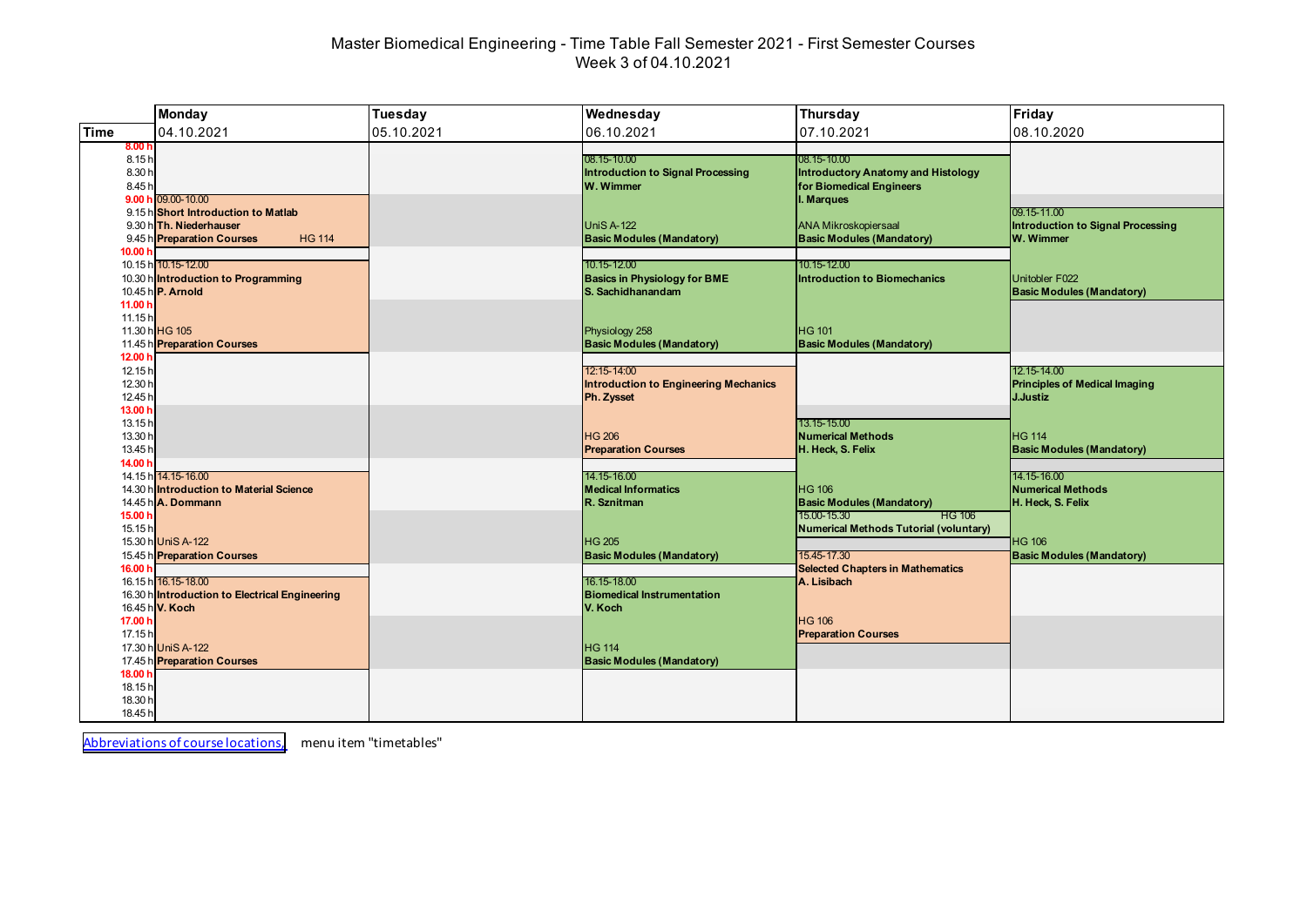Master Biomedical Engineering - Time Table Fall Semester 2021 - First Semester Courses
Week 3 of 04.10.2021

| Time | Monday 04.10.2021 | Tuesday 05.10.2021 | Wednesday 06.10.2021 | Thursday 07.10.2021 | Friday 08.10.2020 |
|---|---|---|---|---|---|
| 8.00 h | | | | | |
| 8.15 h | | | 08.15-10.00 | 08.15-10.00 | |
| 8.30 h | | | **Introduction to Signal Processing** | **Introductory Anatomy and Histology** | |
| 8.45 h | | | **W. Wimmer** | **for Biomedical Engineers** | |
| 9.00 h | 09.00-10.00 | | | **I. Marques** | |
| 9.15 h | **Short Introduction to Matlab** | | | | 09.15-11.00 |
| 9.30 h | **Th. Niederhauser** | | UniS A-122 | ANA Mikroskopiersaal | **Introduction to Signal Processing** |
| 9.45 h | **Preparation Courses** HG 114 | | **Basic Modules (Mandatory)** | **Basic Modules (Mandatory)** | **W. Wimmer** |
| 10.00 h | | | | | |
| 10.15 h | 10.15-12.00 | | 10.15-12.00 | 10.15-12.00 | |
| 10.30 h | **Introduction to Programming** | | **Basics in Physiology for BME** | **Introduction to Biomechanics** | Unitobler F022 |
| 10.45 h | **P. Arnold** | | **S. Sachidhanandam** | | **Basic Modules (Mandatory)** |
| 11.00 h | | | | | |
| 11.15 h | | | | | |
| 11.30 h | HG 105 | | Physiology 258 | HG 101 | |
| 11.45 h | **Preparation Courses** | | **Basic Modules (Mandatory)** | **Basic Modules (Mandatory)** | |
| 12.00 h | | | | | |
| 12.15 h | | | 12:15-14:00 | | 12.15-14.00 |
| 12.30 h | | | **Introduction to Engineering Mechanics** | | **Principles of Medical Imaging** |
| 12.45 h | | | **Ph. Zysset** | | **J.Justiz** |
| 13.00 h | | | | | |
| 13.15 h | | | | 13.15-15.00 | |
| 13.30 h | | | HG 206 | **Numerical Methods** | HG 114 |
| 13.45 h | | | **Preparation Courses** | **H. Heck, S. Felix** | **Basic Modules (Mandatory)** |
| 14.00 h | | | | | |
| 14.15 h | 14.15-16.00 | | 14.15-16.00 | | 14.15-16.00 |
| 14.30 h | **Introduction to Material Science** | | **Medical Informatics** | HG 106 | **Numerical Methods** |
| 14.45 h | **A. Dommann** | | **R. Sznitman** | **Basic Modules (Mandatory)** | **H. Heck, S. Felix** |
| 15.00 h | | | | 15.00-15.30 HG 106 | |
| 15.15 h | | | | **Numerical Methods Tutorial (voluntary)** | |
| 15.30 h | UniS A-122 | | HG 205 | | HG 106 |
| 15.45 h | **Preparation Courses** | | **Basic Modules (Mandatory)** | 15.45-17.30 | **Basic Modules (Mandatory)** |
| 16.00 h | | | | **Selected Chapters in Mathematics** | |
| 16.15 h | 16.15-18.00 | | 16.15-18.00 | **A. Lisibach** | |
| 16.30 h | **Introduction to Electrical Engineering** | | **Biomedical Instrumentation** | | |
| 16.45 h | **V. Koch** | | **V. Koch** | | |
| 17.00 h | | | | HG 106 | |
| 17.15 h | | | | **Preparation Courses** | |
| 17.30 h | UniS A-122 | | HG 114 | | |
| 17.45 h | **Preparation Courses** | | **Basic Modules (Mandatory)** | | |
| 18.00 h | | | | | |
| 18.15 h | | | | | |
| 18.30 h | | | | | |
| 18.45 h | | | | | |

Abbreviations of course locations, menu item "timetables"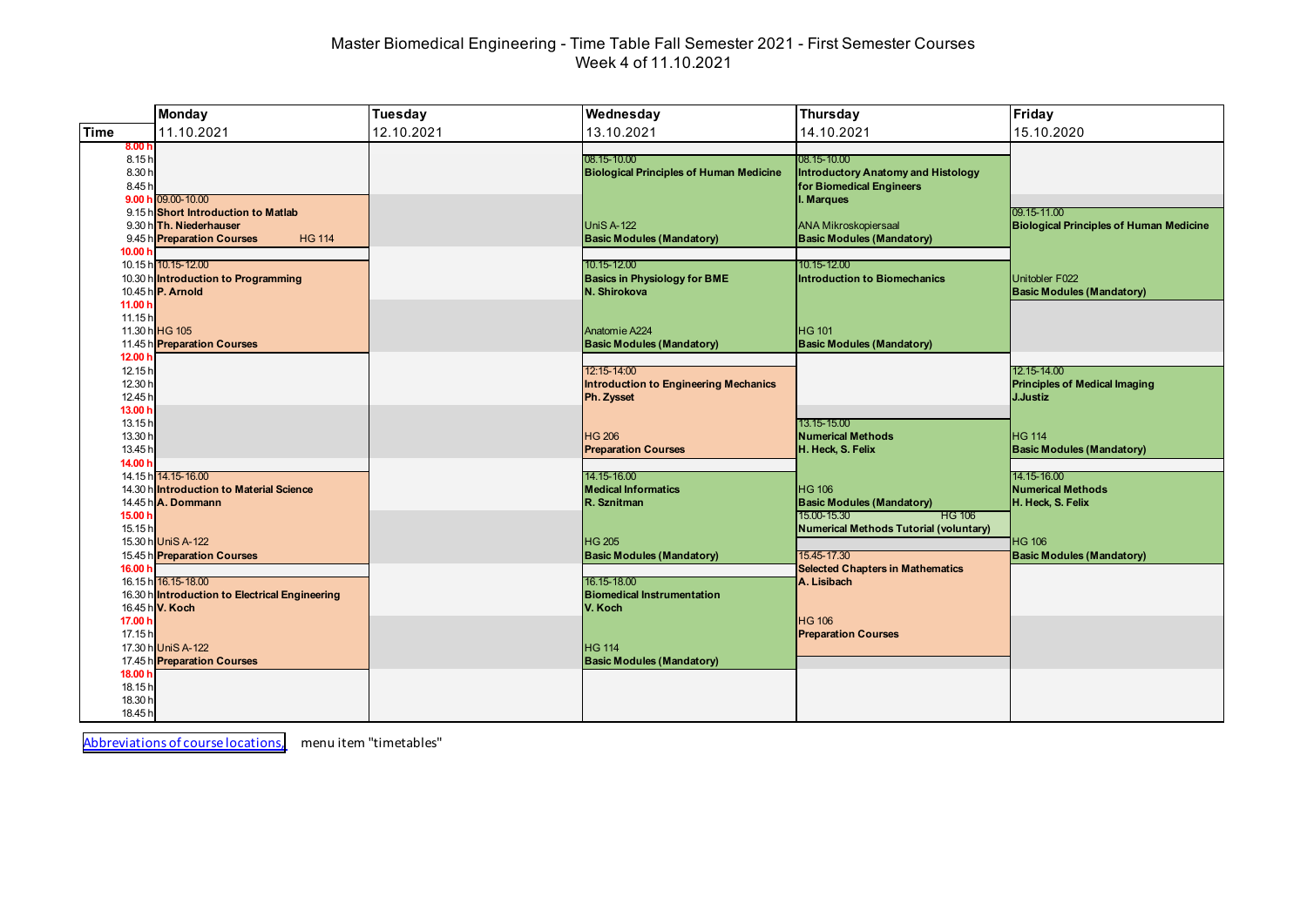# Master Biomedical Engineering - Time Table Fall Semester 2021 - First Semester Courses

Week 4 of 11.10.2021

| Time | Monday 11.10.2021 | Tuesday 12.10.2021 | Wednesday 13.10.2021 | Thursday 14.10.2021 | Friday 15.10.2020 |
|---|---|---|---|---|---|
| 8.00 h | | | | | |
| 8.15 h | | | 08.15-10.00 | 08.15-10.00 | |
| 8.30 h | | | **Biological Principles of Human Medicine** | **Introductory Anatomy and Histology** | |
| 8.45 h | | | | **for Biomedical Engineers** | |
| 9.00 h | 09.00-10.00 | | | **I. Marques** | |
| 9.15 h | **Short Introduction to Matlab** | | | | 09.15-11.00 |
| 9.30 h | **Th. Niederhauser** | | UniS A-122 | ANA Mikroskopiersaal | **Biological Principles of Human Medicine** |
| 9.45 h | **Preparation Courses** HG 114 | | **Basic Modules (Mandatory)** | **Basic Modules (Mandatory)** | |
| 10.00 h | | | | | |
| 10.15 h | 10.15-12.00 | | 10.15-12.00 | 10.15-12.00 | |
| 10.30 h | **Introduction to Programming** | | **Basics in Physiology for BME** | **Introduction to Biomechanics** | Unitobler F022 |
| 10.45 h | **P. Arnold** | | **N. Shirokova** | | **Basic Modules (Mandatory)** |
| 11.00 h | | | | | |
| 11.15 h | | | | | |
| 11.30 h | HG 105 | | Anatomie A224 | HG 101 | |
| 11.45 h | **Preparation Courses** | | **Basic Modules (Mandatory)** | **Basic Modules (Mandatory)** | |
| 12.00 h | | | | | |
| 12.15 h | | | 12:15-14:00 | | 12.15-14.00 |
| 12.30 h | | | **Introduction to Engineering Mechanics** | | **Principles of Medical Imaging** |
| 12.45 h | | | **Ph. Zysset** | | **J.Justiz** |
| 13.00 h | | | | | |
| 13.15 h | | | | 13.15-15.00 | |
| 13.30 h | | | HG 206 | **Numerical Methods** | HG 114 |
| 13.45 h | | | **Preparation Courses** | **H. Heck, S. Felix** | **Basic Modules (Mandatory)** |
| 14.00 h | | | | | |
| 14.15 h | 14.15-16.00 | | 14.15-16.00 | | 14.15-16.00 |
| 14.30 h | **Introduction to Material Science** | | **Medical Informatics** | HG 106 | **Numerical Methods** |
| 14.45 h | **A. Dommann** | | **R. Sznitman** | **Basic Modules (Mandatory)** | **H. Heck, S. Felix** |
| 15.00 h | | | | 15.00-15.30 HG 106 | |
| 15.15 h | | | | **Numerical Methods Tutorial (voluntary)** | |
| 15.30 h | UniS A-122 | | HG 205 | | HG 106 |
| 15.45 h | **Preparation Courses** | | **Basic Modules (Mandatory)** | 15.45-17.30 | **Basic Modules (Mandatory)** |
| 16.00 h | | | | **Selected Chapters in Mathematics** | |
| 16.15 h | 16.15-18.00 | | 16.15-18.00 | **A. Lisibach** | |
| 16.30 h | **Introduction to Electrical Engineering** | | **Biomedical Instrumentation** | | |
| 16.45 h | **V. Koch** | | **V. Koch** | | |
| 17.00 h | | | | HG 106 | |
| 17.15 h | | | | **Preparation Courses** | |
| 17.30 h | UniS A-122 | | HG 114 | | |
| 17.45 h | **Preparation Courses** | | **Basic Modules (Mandatory)** | | |
| 18.00 h | | | | | |
| 18.15 h | | | | | |
| 18.30 h | | | | | |
| 18.45 h | | | | | |

[Abbreviations of course locations,](#) menu item "timetables"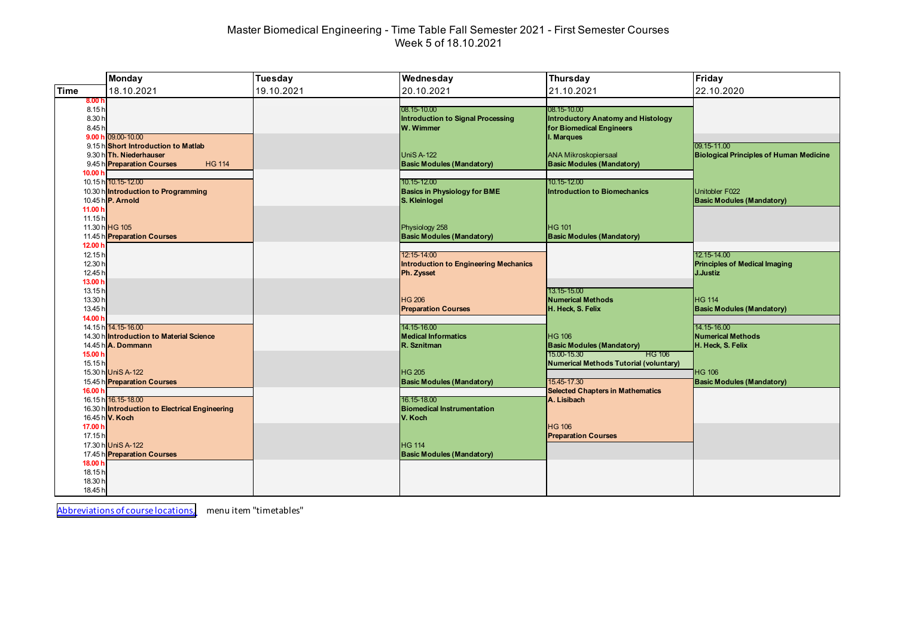# Master Biomedical Engineering - Time Table Fall Semester 2021 - First Semester Courses

Week 5 of 18.10.2021

| Time | Monday 18.10.2021 | Tuesday 19.10.2021 | Wednesday 20.10.2021 | Thursday 21.10.2021 | Friday 22.10.2020 |
|---|---|---|---|---|---|
| 8.00 h | | | | | |
| 8.15 h | | | 08.15-10.00 | 08.15-10.00 | |
| 8.30 h | | | **Introduction to Signal Processing** | **Introductory Anatomy and Histology** | |
| 8.45 h | | | **W. Wimmer** | **for Biomedical Engineers** | |
| 9.00 h | 09.00-10.00 | | | **I. Marques** | |
| 9.15 h | **Short Introduction to Matlab** | | | | 09.15-11.00 |
| 9.30 h | **Th. Niederhauser** | | UniS A-122 | ANA Mikroskopiersaal | **Biological Principles of Human Medicine** |
| 9.45 h | **Preparation Courses** HG 114 | | **Basic Modules (Mandatory)** | **Basic Modules (Mandatory)** | |
| 10.00 h | | | | | |
| 10.15 h | 10.15-12.00 | | 10.15-12.00 | 10.15-12.00 | |
| 10.30 h | **Introduction to Programming** | | **Basics in Physiology for BME** | **Introduction to Biomechanics** | Unitobler F022 |
| 10.45 h | **P. Arnold** | | **S. Kleinlogel** | | **Basic Modules (Mandatory)** |
| 11.00 h | | | | | |
| 11.15 h | | | | | |
| 11.30 h | HG 105 | | Physiology 258 | HG 101 | |
| 11.45 h | **Preparation Courses** | | **Basic Modules (Mandatory)** | **Basic Modules (Mandatory)** | |
| 12.00 h | | | | | |
| 12.15 h | | | 12:15-14:00 | | 12.15-14.00 |
| 12.30 h | | | **Introduction to Engineering Mechanics** | | **Principles of Medical Imaging** |
| 12.45 h | | | **Ph. Zysset** | | **J.Justiz** |
| 13.00 h | | | | | |
| 13.15 h | | | | 13.15-15.00 | |
| 13.30 h | | | HG 206 | **Numerical Methods** | HG 114 |
| 13.45 h | | | **Preparation Courses** | **H. Heck, S. Felix** | **Basic Modules (Mandatory)** |
| 14.00 h | | | | | |
| 14.15 h | 14.15-16.00 | | 14.15-16.00 | | 14.15-16.00 |
| 14.30 h | **Introduction to Material Science** | | **Medical Informatics** | HG 106 | **Numerical Methods** |
| 14.45 h | **A. Dommann** | | **R. Sznitman** | **Basic Modules (Mandatory)** | **H. Heck, S. Felix** |
| 15.00 h | | | | 15.00-15.30 HG 106 | |
| 15.15 h | | | | **Numerical Methods Tutorial (voluntary)** | |
| 15.30 h | UniS A-122 | | HG 205 | | HG 106 |
| 15.45 h | **Preparation Courses** | | **Basic Modules (Mandatory)** | 15.45-17.30 | **Basic Modules (Mandatory)** |
| 16.00 h | | | | **Selected Chapters in Mathematics** | |
| 16.15 h | 16.15-18.00 | | 16.15-18.00 | **A. Lisibach** | |
| 16.30 h | **Introduction to Electrical Engineering** | | **Biomedical Instrumentation** | | |
| 16.45 h | **V. Koch** | | **V. Koch** | | |
| 17.00 h | | | | HG 106 | |
| 17.15 h | | | | **Preparation Courses** | |
| 17.30 h | UniS A-122 | | HG 114 | | |
| 17.45 h | **Preparation Courses** | | **Basic Modules (Mandatory)** | | |
| 18.00 h | | | | | |
| 18.15 h | | | | | |
| 18.30 h | | | | | |
| 18.45 h | | | | | |

Abbreviations of course locations, menu item "timetables"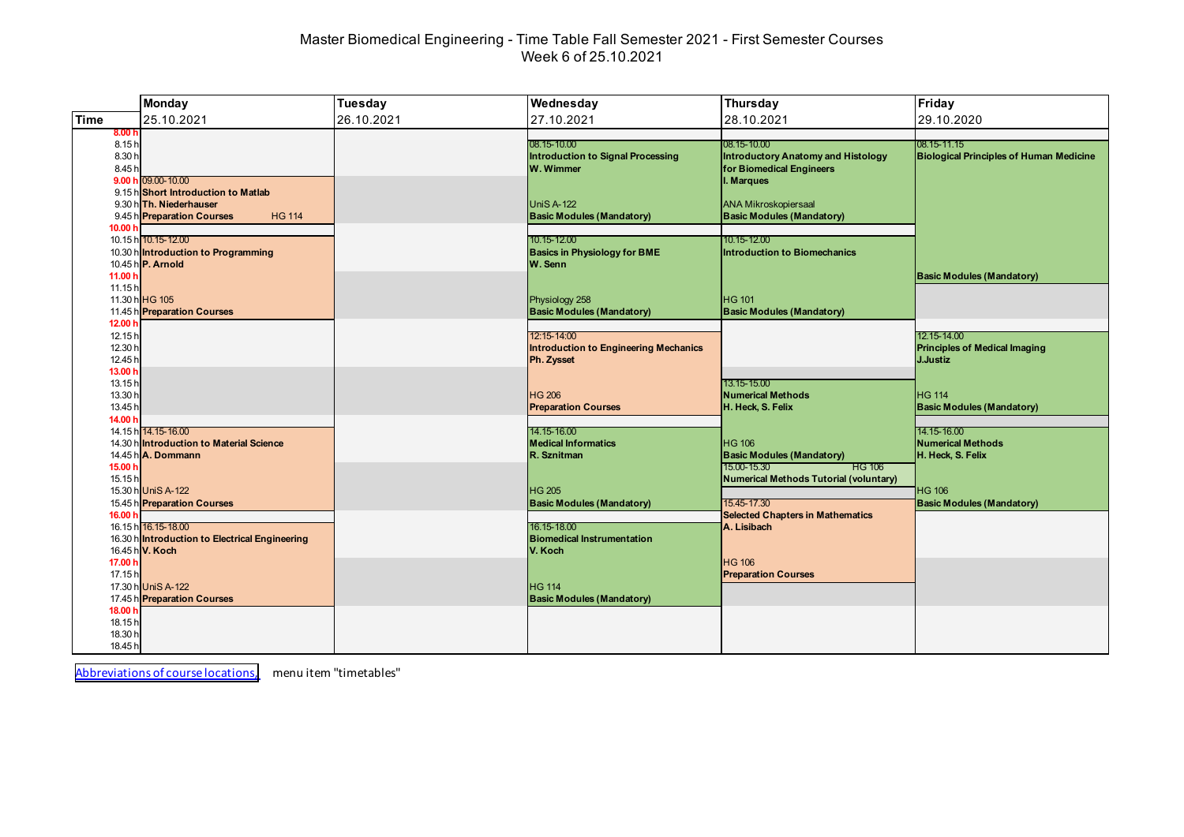Master Biomedical Engineering - Time Table Fall Semester 2021 - First Semester Courses
Week 6 of 25.10.2021

| Time | Monday 25.10.2021 | Tuesday 26.10.2021 | Wednesday 27.10.2021 | Thursday 28.10.2021 | Friday 29.10.2020 |
|---|---|---|---|---|---|
| 8.00 h | | | | | |
| 8.15 h | | | 08.15-10.00 | 08.15-10.00 | 08.15-11.15 |
| 8.30 h | | | **Introduction to Signal Processing** | **Introductory Anatomy and Histology** | **Biological Principles of Human Medicine** |
| 8.45 h | | | **W. Wimmer** | **for Biomedical Engineers** | |
| 9.00 h | 09.00-10.00 | | | **I. Marques** | |
| 9.15 h | **Short Introduction to Matlab** | | | | |
| 9.30 h | **Th. Niederhauser** | | UniS A-122 | ANA Mikroskopiersaal | |
| 9.45 h | **Preparation Courses** HG 114 | | **Basic Modules (Mandatory)** | **Basic Modules (Mandatory)** | |
| 10.00 h | | | | | |
| 10.15 h | 10.15-12.00 | | 10.15-12.00 | 10.15-12.00 | |
| 10.30 h | **Introduction to Programming** | | **Basics in Physiology for BME** | **Introduction to Biomechanics** | |
| 10.45 h | **P. Arnold** | | **W. Senn** | | |
| 11.00 h | | | | | **Basic Modules (Mandatory)** |
| 11.15 h | | | | | |
| 11.30 h | HG 105 | | Physiology 258 | HG 101 | |
| 11.45 h | **Preparation Courses** | | **Basic Modules (Mandatory)** | **Basic Modules (Mandatory)** | |
| 12.00 h | | | | | |
| 12.15 h | | | 12:15-14:00 | | 12.15-14.00 |
| 12.30 h | | | **Introduction to Engineering Mechanics** | | **Principles of Medical Imaging** |
| 12.45 h | | | **Ph. Zysset** | | **J.Justiz** |
| 13.00 h | | | | | |
| 13.15 h | | | | 13.15-15.00 | |
| 13.30 h | | | HG 206 | **Numerical Methods** | HG 114 |
| 13.45 h | | | **Preparation Courses** | **H. Heck, S. Felix** | **Basic Modules (Mandatory)** |
| 14.00 h | | | | | |
| 14.15 h | 14.15-16.00 | | 14.15-16.00 | | 14.15-16.00 |
| 14.30 h | **Introduction to Material Science** | | **Medical Informatics** | HG 106 | **Numerical Methods** |
| 14.45 h | **A. Dommann** | | **R. Sznitman** | **Basic Modules (Mandatory)** | **H. Heck, S. Felix** |
| 15.00 h | | | | 15.00-15.30 HG 106 | |
| 15.15 h | | | | **Numerical Methods Tutorial (voluntary)** | |
| 15.30 h | UniS A-122 | | HG 205 | | HG 106 |
| 15.45 h | **Preparation Courses** | | **Basic Modules (Mandatory)** | 15.45-17.30 | **Basic Modules (Mandatory)** |
| 16.00 h | | | | **Selected Chapters in Mathematics** | |
| 16.15 h | 16.15-18.00 | | 16.15-18.00 | **A. Lisibach** | |
| 16.30 h | **Introduction to Electrical Engineering** | | **Biomedical Instrumentation** | | |
| 16.45 h | **V. Koch** | | **V. Koch** | | |
| 17.00 h | | | | HG 106 | |
| 17.15 h | | | | **Preparation Courses** | |
| 17.30 h | UniS A-122 | | HG 114 | | |
| 17.45 h | **Preparation Courses** | | **Basic Modules (Mandatory)** | | |
| 18.00 h | | | | | |
| 18.15 h | | | | | |
| 18.30 h | | | | | |
| 18.45 h | | | | | |

Abbreviations of course locations, menu item "timetables"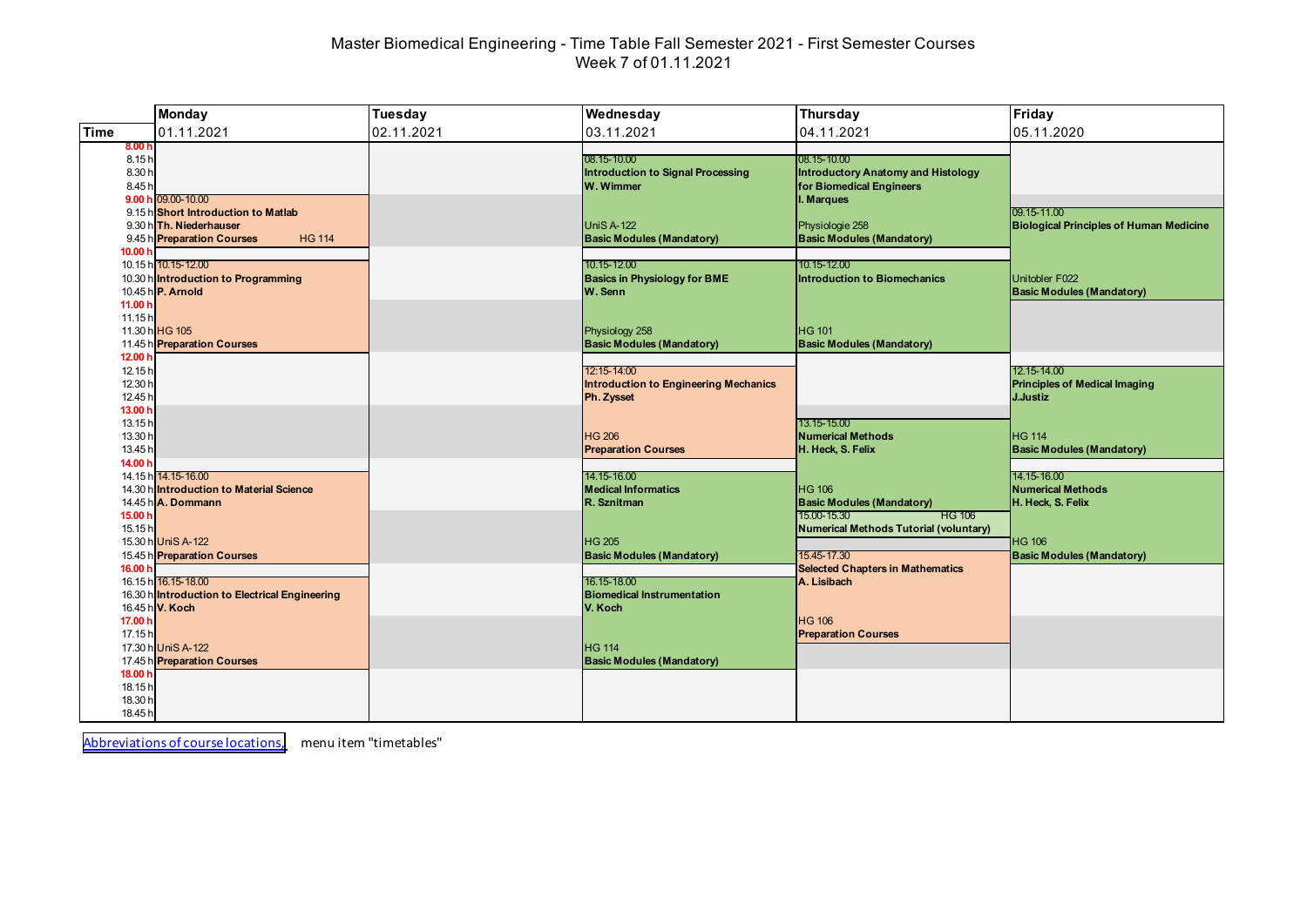Master Biomedical Engineering - Time Table Fall Semester 2021 - First Semester Courses
Week 7 of 01.11.2021

| Time | Monday 01.11.2021 | Tuesday 02.11.2021 | Wednesday 03.11.2021 | Thursday 04.11.2021 | Friday 05.11.2020 |
|---|---|---|---|---|---|
| 8.00 h | | | | | |
| 8.15 h | | | 08.15-10.00 | 08.15-10.00 | |
| 8.30 h | | | **Introduction to Signal Processing** | **Introductory Anatomy and Histology** | |
| 8.45 h | | | **W. Wimmer** | **for Biomedical Engineers** | |
| 9.00 h | 09.00-10.00 | | | **I. Marques** | |
| 9.15 h | **Short Introduction to Matlab** | | | | 09.15-11.00 |
| 9.30 h | **Th. Niederhauser** | | UniS A-122 | Physiologie 258 | **Biological Principles of Human Medicine** |
| 9.45 h | **Preparation Courses** HG 114 | | **Basic Modules (Mandatory)** | **Basic Modules (Mandatory)** | |
| 10.00 h | | | | | |
| 10.15 h | 10.15-12.00 | | 10.15-12.00 | 10.15-12.00 | |
| 10.30 h | **Introduction to Programming** | | **Basics in Physiology for BME** | **Introduction to Biomechanics** | Unitobler F022 |
| 10.45 h | **P. Arnold** | | **W. Senn** | | **Basic Modules (Mandatory)** |
| 11.00 h | | | | | |
| 11.15 h | | | | | |
| 11.30 h | HG 105 | | Physiology 258 | HG 101 | |
| 11.45 h | **Preparation Courses** | | **Basic Modules (Mandatory)** | **Basic Modules (Mandatory)** | |
| 12.00 h | | | | | |
| 12.15 h | | | 12.15-14.00 | | 12.15-14.00 |
| 12.30 h | | | **Introduction to Engineering Mechanics** | | **Principles of Medical Imaging** |
| 12.45 h | | | **Ph. Zysset** | | **J.Justiz** |
| 13.00 h | | | | | |
| 13.15 h | | | | 13.15-15.00 | |
| 13.30 h | | | HG 206 | **Numerical Methods** | HG 114 |
| 13.45 h | | | **Preparation Courses** | **H. Heck, S. Felix** | **Basic Modules (Mandatory)** |
| 14.00 h | | | | | |
| 14.15 h | 14.15-16.00 | | 14.15-16.00 | | 14.15-16.00 |
| 14.30 h | **Introduction to Material Science** | | **Medical Informatics** | HG 106 | **Numerical Methods** |
| 14.45 h | **A. Dommann** | | **R. Sznitman** | **Basic Modules (Mandatory)** | **H. Heck, S. Felix** |
| 15.00 h | | | | 15.00-15.30 HG 106 | |
| 15.15 h | | | | **Numerical Methods Tutorial (voluntary)** | |
| 15.30 h | UniS A-122 | | HG 205 | | HG 106 |
| 15.45 h | **Preparation Courses** | | **Basic Modules (Mandatory)** | 15.45-17.30 | **Basic Modules (Mandatory)** |
| 16.00 h | | | | **Selected Chapters in Mathematics** | |
| 16.15 h | 16.15-18.00 | | 16.15-18.00 | **A. Lisibach** | |
| 16.30 h | **Introduction to Electrical Engineering** | | **Biomedical Instrumentation** | | |
| 16.45 h | **V. Koch** | | **V. Koch** | | |
| 17.00 h | | | | HG 106 | |
| 17.15 h | | | | **Preparation Courses** | |
| 17.30 h | UniS A-122 | | HG 114 | | |
| 17.45 h | **Preparation Courses** | | **Basic Modules (Mandatory)** | | |
| 18.00 h | | | | | |
| 18.15 h | | | | | |
| 18.30 h | | | | | |
| 18.45 h | | | | | |

[Abbreviations of course locations,](#) menu item "timetables"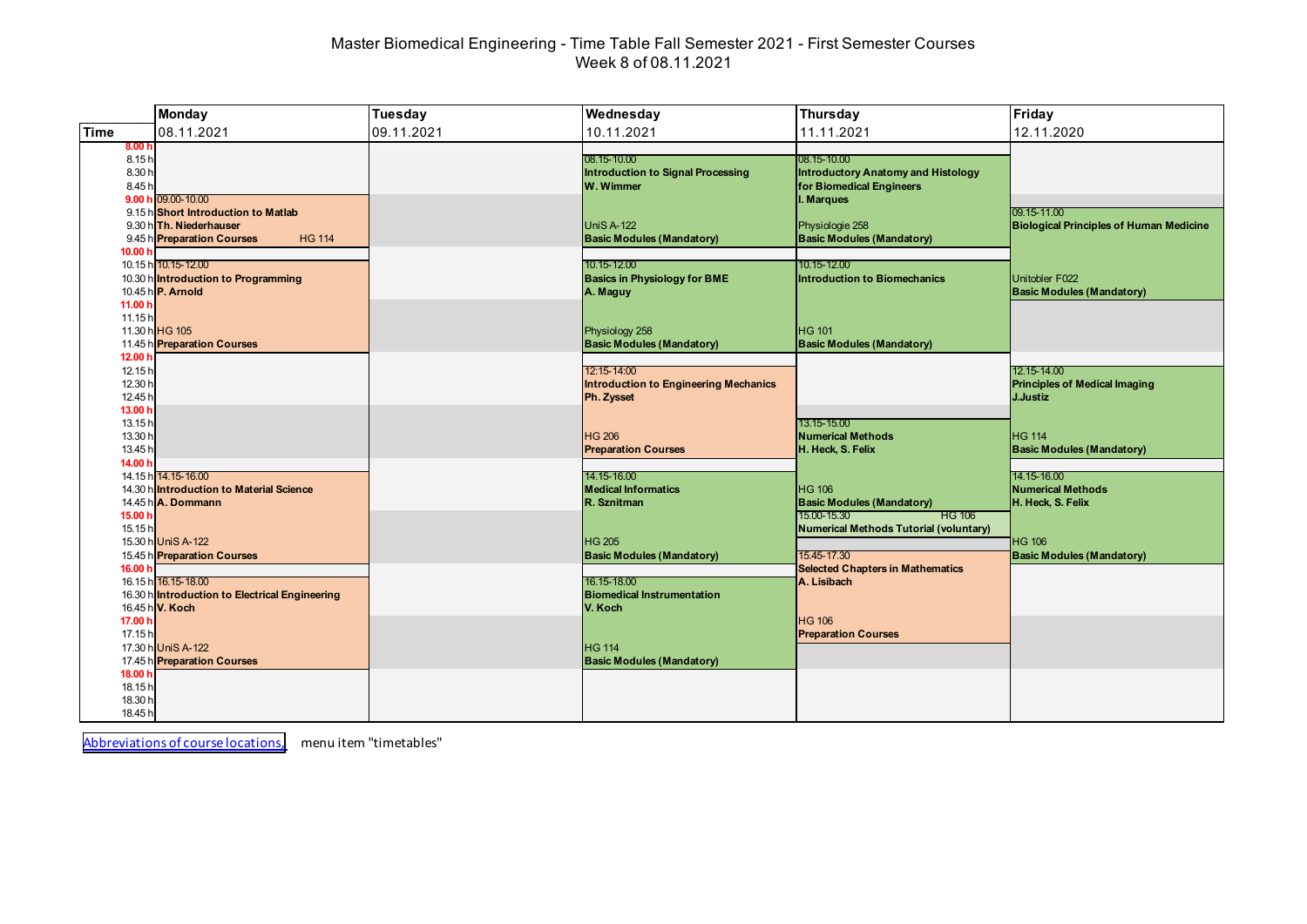# Master Biomedical Engineering - Time Table Fall Semester 2021 - First Semester Courses

## Week 8 of 08.11.2021

| Time | Monday 08.11.2021 | Tuesday 09.11.2021 | Wednesday 10.11.2021 | Thursday 11.11.2021 | Friday 12.11.2020 |
|---|---|---|---|---|---|
| 8.00 h – 10.00 h | 09.00-10.00 **Short Introduction to Matlab** **Th. Niederhauser** **Preparation Courses** HG 114 | | 08.15-10.00 **Introduction to Signal Processing** **W. Wimmer** UniS A-122 **Basic Modules (Mandatory)** | 08.15-10.00 **Introductory Anatomy and Histology for Biomedical Engineers** **I. Marques** Physiologie 258 **Basic Modules (Mandatory)** | 09.15-11.00 **Biological Principles of Human Medicine** Unitobler F022 **Basic Modules (Mandatory)** |
| 10.00 h – 12.00 h | 10.15-12.00 **Introduction to Programming** **P. Arnold** HG 105 **Preparation Courses** | | 10.15-12.00 **Basics in Physiology for BME** **A. Maguy** Physiology 258 **Basic Modules (Mandatory)** | 10.15-12.00 **Introduction to Biomechanics** HG 101 **Basic Modules (Mandatory)** | |
| 12.00 h – 14.00 h | | | 12:15-14:00 **Introduction to Engineering Mechanics** **Ph. Zysset** HG 206 **Preparation Courses** | 13.15-15.00 **Numerical Methods** **H. Heck, S. Felix** HG 106 **Basic Modules (Mandatory)** | 12.15-14.00 **Principles of Medical Imaging** **J.Justiz** HG 114 **Basic Modules (Mandatory)** |
| 14.00 h – 16.00 h | 14.15-16.00 **Introduction to Material Science** **A. Dommann** UniS A-122 **Preparation Courses** | | 14.15-16.00 **Medical Informatics** **R. Sznitman** HG 205 **Basic Modules (Mandatory)** | 15.00-15.30 HG 106 **Numerical Methods Tutorial (voluntary)** | 14.15-16.00 **Numerical Methods** **H. Heck, S. Felix** HG 106 **Basic Modules (Mandatory)** |
| 16.00 h – 18.00 h | 16.15-18.00 **Introduction to Electrical Engineering** **V. Koch** UniS A-122 **Preparation Courses** | | 16.15-18.00 **Biomedical Instrumentation** **V. Koch** HG 114 **Basic Modules (Mandatory)** | 15.45-17.30 **Selected Chapters in Mathematics** **A. Lisibach** HG 106 **Preparation Courses** | |
| 18.00 h – 18.45 h | | | | | |

Abbreviations of course locations, menu item "timetables"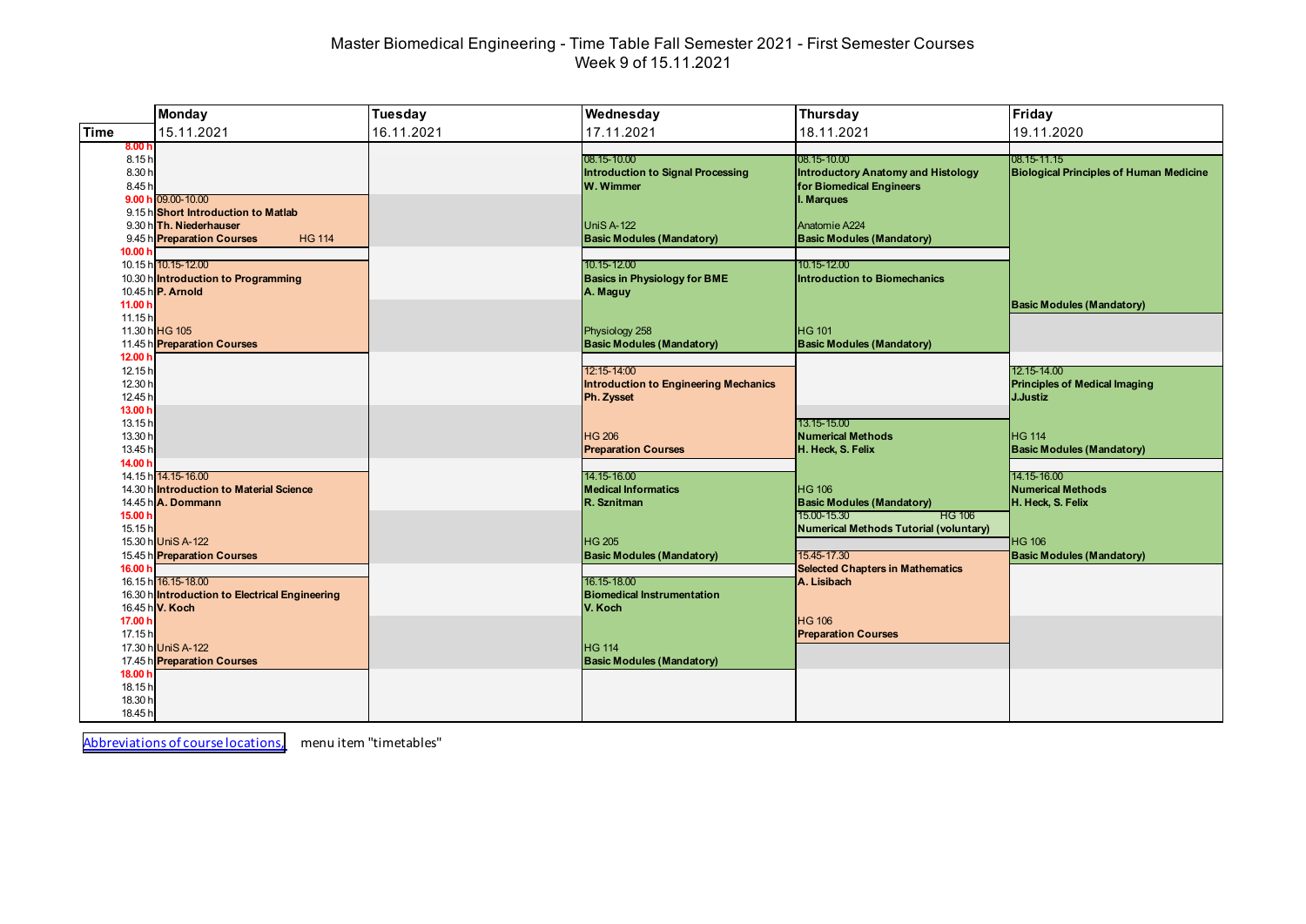# Master Biomedical Engineering - Time Table Fall Semester 2021 - First Semester Courses

## Week 9 of 15.11.2021

| Time | Monday 15.11.2021 | Tuesday 16.11.2021 | Wednesday 17.11.2021 | Thursday 18.11.2021 | Friday 19.11.2020 |
|---|---|---|---|---|---|
| 8.00 h – 10.00 h | 09.00-10.00 **Short Introduction to Matlab** **Th. Niederhauser** **Preparation Courses** HG 114 | | 08.15-10.00 **Introduction to Signal Processing** **W. Wimmer** UniS A-122 **Basic Modules (Mandatory)** | 08.15-10.00 **Introductory Anatomy and Histology for Biomedical Engineers** **I. Marques** Anatomie A224 **Basic Modules (Mandatory)** | 08.15-11.15 **Biological Principles of Human Medicine** **Basic Modules (Mandatory)** |
| 10.00 h – 12.00 h | 10.15-12.00 **Introduction to Programming** **P. Arnold** HG 105 **Preparation Courses** | | 10.15-12.00 **Basics in Physiology for BME** **A. Maguy** Physiology 258 **Basic Modules (Mandatory)** | 10.15-12.00 **Introduction to Biomechanics** HG 101 **Basic Modules (Mandatory)** | |
| 12.00 h – 14.00 h | | | 12:15-14:00 **Introduction to Engineering Mechanics** **Ph. Zysset** HG 206 **Preparation Courses** | 13.15-15.00 **Numerical Methods** **H. Heck, S. Felix** HG 106 **Basic Modules (Mandatory)** | 12.15-14.00 **Principles of Medical Imaging** **J.Justiz** HG 114 **Basic Modules (Mandatory)** |
| 14.00 h – 16.00 h | 14.15-16.00 **Introduction to Material Science** **A. Dommann** UniS A-122 **Preparation Courses** | | 14.15-16.00 **Medical Informatics** **R. Sznitman** HG 205 **Basic Modules (Mandatory)** | 15.00-15.30 HG 106 **Numerical Methods Tutorial (voluntary)** | 14.15-16.00 **Numerical Methods** **H. Heck, S. Felix** HG 106 **Basic Modules (Mandatory)** |
| 16.00 h – 18.00 h | 16.15-18.00 **Introduction to Electrical Engineering** **V. Koch** UniS A-122 **Preparation Courses** | | 16.15-18.00 **Biomedical Instrumentation** **V. Koch** HG 114 **Basic Modules (Mandatory)** | 15.45-17.30 **Selected Chapters in Mathematics** **A. Lisibach** HG 106 **Preparation Courses** | |
| 18.00 h – 18.45 h | | | | | |

Abbreviations of course locations, menu item "timetables"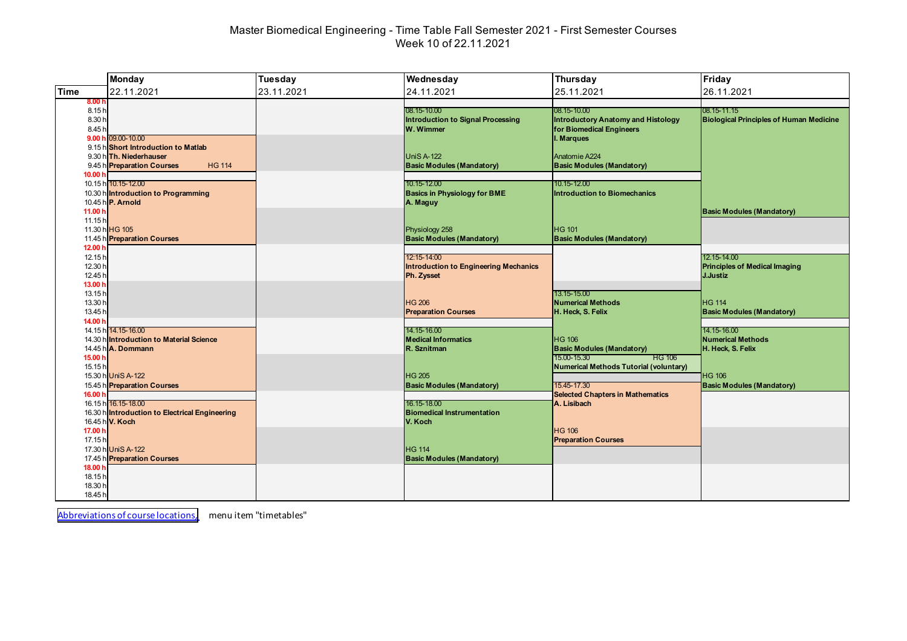Master Biomedical Engineering - Time Table Fall Semester 2021 - First Semester Courses
Week 10 of 22.11.2021

| Time | Monday 22.11.2021 | Tuesday 23.11.2021 | Wednesday 24.11.2021 | Thursday 25.11.2021 | Friday 26.11.2021 |
|---|---|---|---|---|---|
| 8.15 h | | | 08.15-10.00 **Introduction to Signal Processing** **W. Wimmer** UniS A-122 **Basic Modules (Mandatory)** | 08.15-10.00 **Introductory Anatomy and Histology for Biomedical Engineers** **I. Marques** Anatomie A224 **Basic Modules (Mandatory)** | 08.15-11.15 **Biological Principles of Human Medicine** **Basic Modules (Mandatory)** |
| 9.00 h | 09.00-10.00 **Short Introduction to Matlab** **Th. Niederhauser** **Preparation Courses** HG 114 | | | | |
| 10.15 h | 10.15-12.00 **Introduction to Programming** **P. Arnold** HG 105 **Preparation Courses** | | 10.15-12.00 **Basics in Physiology for BME** **A. Maguy** Physiology 258 **Basic Modules (Mandatory)** | 10.15-12.00 **Introduction to Biomechanics** HG 101 **Basic Modules (Mandatory)** | |
| 12.15 h | | | 12:15-14:00 **Introduction to Engineering Mechanics** **Ph. Zysset** HG 206 **Preparation Courses** | | 12.15-14.00 **Principles of Medical Imaging** **J.Justiz** HG 114 **Basic Modules (Mandatory)** |
| 13.15 h | | | | 13.15-15.00 **Numerical Methods** **H. Heck, S. Felix** HG 106 **Basic Modules (Mandatory)** | |
| 14.15 h | 14.15-16.00 **Introduction to Material Science** **A. Dommann** UniS A-122 **Preparation Courses** | | 14.15-16.00 **Medical Informatics** **R. Sznitman** HG 205 **Basic Modules (Mandatory)** | | 14.15-16.00 **Numerical Methods** **H. Heck, S. Felix** HG 106 **Basic Modules (Mandatory)** |
| 15.00 h | | | | 15.00-15.30 HG 106 **Numerical Methods Tutorial (voluntary)** | |
| 15.45 h | | | | 15.45-17.30 **Selected Chapters in Mathematics** **A. Lisibach** HG 106 **Preparation Courses** | |
| 16.15 h | 16.15-18.00 **Introduction to Electrical Engineering** **V. Koch** UniS A-122 **Preparation Courses** | | 16.15-18.00 **Biomedical Instrumentation** **V. Koch** HG 114 **Basic Modules (Mandatory)** | | |
| 18.00 h | | | | | |

Abbreviations of course locations, menu item "timetables"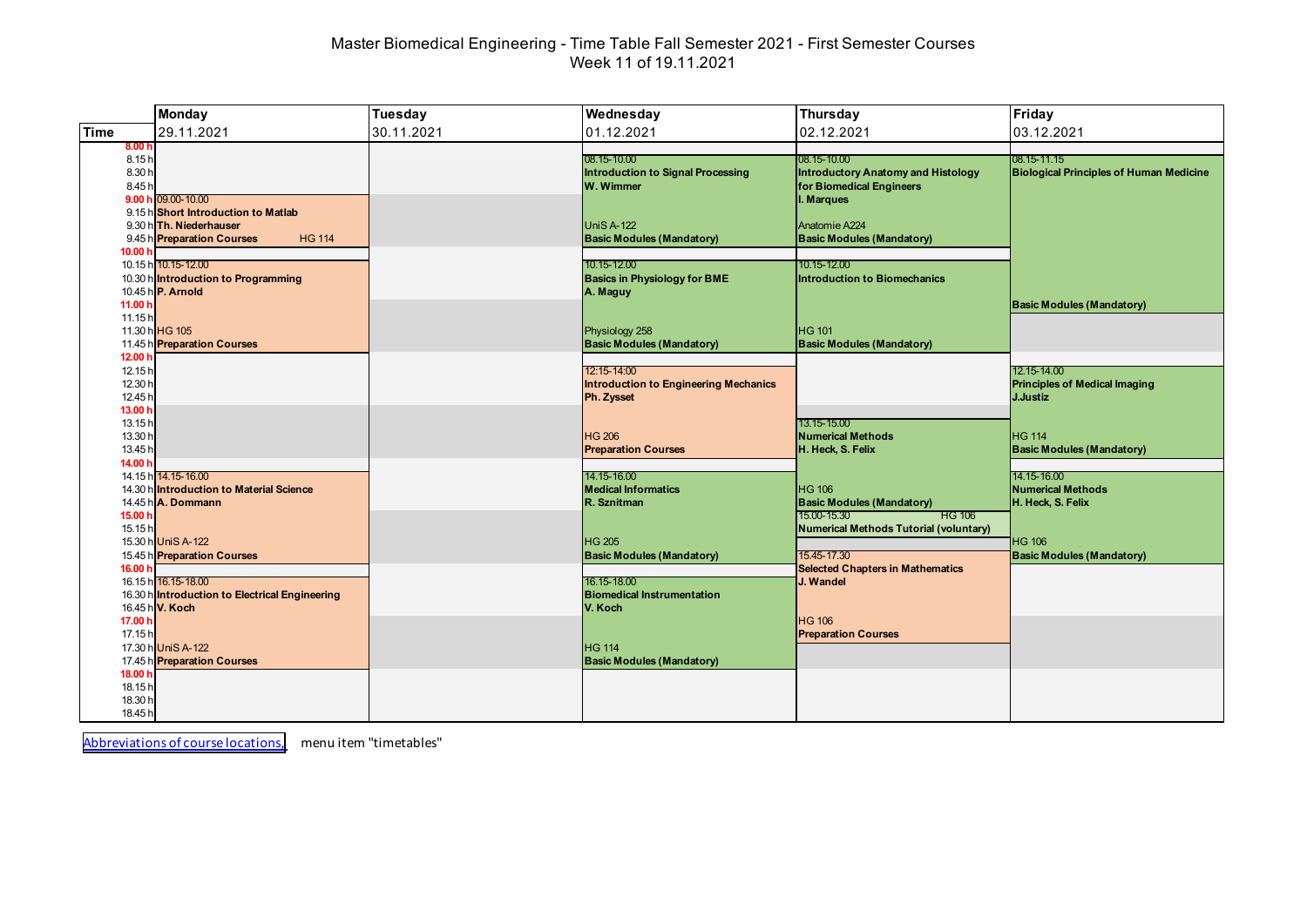# Master Biomedical Engineering - Time Table Fall Semester 2021 - First Semester Courses

Week 11 of 19.11.2021

| Time | Monday 29.11.2021 | Tuesday 30.11.2021 | Wednesday 01.12.2021 | Thursday 02.12.2021 | Friday 03.12.2021 |
|---|---|---|---|---|---|
| 8.00 h – 10.00 h | 09.00-10.00 **Short Introduction to Matlab** **Th. Niederhauser** **Preparation Courses** HG 114 | | 08.15-10.00 **Introduction to Signal Processing** **W. Wimmer** UniS A-122 **Basic Modules (Mandatory)** | 08.15-10.00 **Introductory Anatomy and Histology for Biomedical Engineers** **I. Marques** Anatomie A224 **Basic Modules (Mandatory)** | 08.15-11.15 **Biological Principles of Human Medicine** **Basic Modules (Mandatory)** |
| 10.00 h – 12.00 h | 10.15-12.00 **Introduction to Programming** **P. Arnold** HG 105 **Preparation Courses** | | 10.15-12.00 **Basics in Physiology for BME** **A. Maguy** Physiology 258 **Basic Modules (Mandatory)** | 10.15-12.00 **Introduction to Biomechanics** HG 101 **Basic Modules (Mandatory)** | |
| 12.00 h – 14.00 h | | | 12:15-14:00 **Introduction to Engineering Mechanics** **Ph. Zysset** HG 206 **Preparation Courses** | 13.15-15.00 **Numerical Methods** **H. Heck, S. Felix** HG 106 **Basic Modules (Mandatory)** | 12.15-14.00 **Principles of Medical Imaging** **J.Justiz** HG 114 **Basic Modules (Mandatory)** |
| 14.00 h – 16.00 h | 14.15-16.00 **Introduction to Material Science** **A. Dommann** UniS A-122 **Preparation Courses** | | 14.15-16.00 **Medical Informatics** **R. Sznitman** HG 205 **Basic Modules (Mandatory)** | 15.00-15.30 HG 106 **Numerical Methods Tutorial (voluntary)** | 14.15-16.00 **Numerical Methods** **H. Heck, S. Felix** HG 106 **Basic Modules (Mandatory)** |
| 16.00 h – 18.00 h | 16.15-18.00 **Introduction to Electrical Engineering** **V. Koch** UniS A-122 **Preparation Courses** | | 16.15-18.00 **Biomedical Instrumentation** **V. Koch** HG 114 **Basic Modules (Mandatory)** | 15.45-17.30 **Selected Chapters in Mathematics** **J. Wandel** HG 106 **Preparation Courses** | |
| 18.00 h – 18.45 h | | | | | |

[Abbreviations of course locations](), menu item "timetables"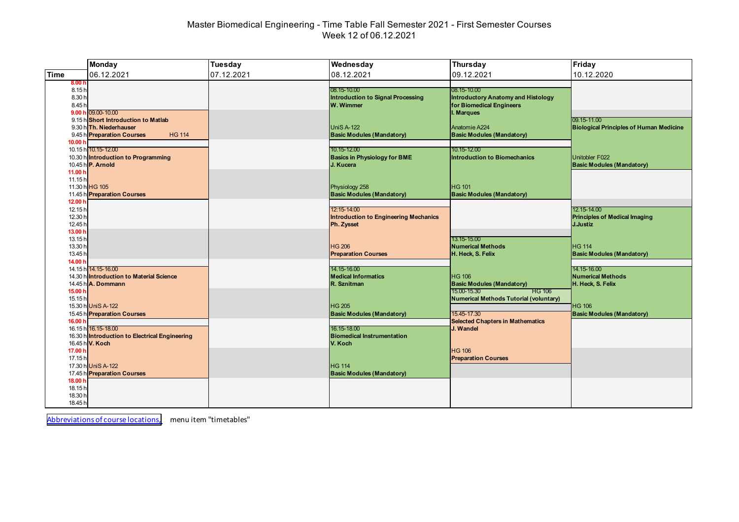Master Biomedical Engineering - Time Table Fall Semester 2021 - First Semester Courses
Week 12 of 06.12.2021

| Time | Monday 06.12.2021 | Tuesday 07.12.2021 | Wednesday 08.12.2021 | Thursday 09.12.2021 | Friday 10.12.2020 |
|---|---|---|---|---|---|
| 8.00 h – 10.00 h | 09.00-10.00 **Short Introduction to Matlab** **Th. Niederhauser** **Preparation Courses** HG 114 | | 08.15-10.00 **Introduction to Signal Processing** **W. Wimmer** UniS A-122 **Basic Modules (Mandatory)** | 08.15-10.00 **Introductory Anatomy and Histology for Biomedical Engineers** **I. Marques** Anatomie A224 **Basic Modules (Mandatory)** | 09.15-11.00 **Biological Principles of Human Medicine** Unitobler F022 **Basic Modules (Mandatory)** |
| 10.00 h – 12.00 h | 10.15-12.00 **Introduction to Programming** **P. Arnold** HG 105 **Preparation Courses** | | 10.15-12.00 **Basics in Physiology for BME** **J. Kucera** Physiology 258 **Basic Modules (Mandatory)** | 10.15-12.00 **Introduction to Biomechanics** HG 101 **Basic Modules (Mandatory)** | |
| 12.00 h – 14.00 h | | | 12:15-14:00 **Introduction to Engineering Mechanics** **Ph. Zysset** HG 206 **Preparation Courses** | 13.15-15.00 **Numerical Methods** **H. Heck, S. Felix** HG 106 **Basic Modules (Mandatory)** | 12.15-14.00 **Principles of Medical Imaging** **J.Justiz** HG 114 **Basic Modules (Mandatory)** |
| 14.00 h – 16.00 h | 14.15-16.00 **Introduction to Material Science** **A. Dommann** UniS A-122 **Preparation Courses** | | 14.15-16.00 **Medical Informatics** **R. Sznitman** HG 205 **Basic Modules (Mandatory)** | 15.00-15.30 HG 106 **Numerical Methods Tutorial (voluntary)** | 14.15-16.00 **Numerical Methods** **H. Heck, S. Felix** HG 106 **Basic Modules (Mandatory)** |
| 16.00 h – 18.00 h | 16.15-18.00 **Introduction to Electrical Engineering** **V. Koch** UniS A-122 **Preparation Courses** | | 16.15-18.00 **Biomedical Instrumentation** **V. Koch** HG 114 **Basic Modules (Mandatory)** | 15.45-17.30 **Selected Chapters in Mathematics** **J. Wandel** HG 106 **Preparation Courses** | |
| 18.00 h – 18.45 h | | | | | |

Abbreviations of course locations, menu item "timetables"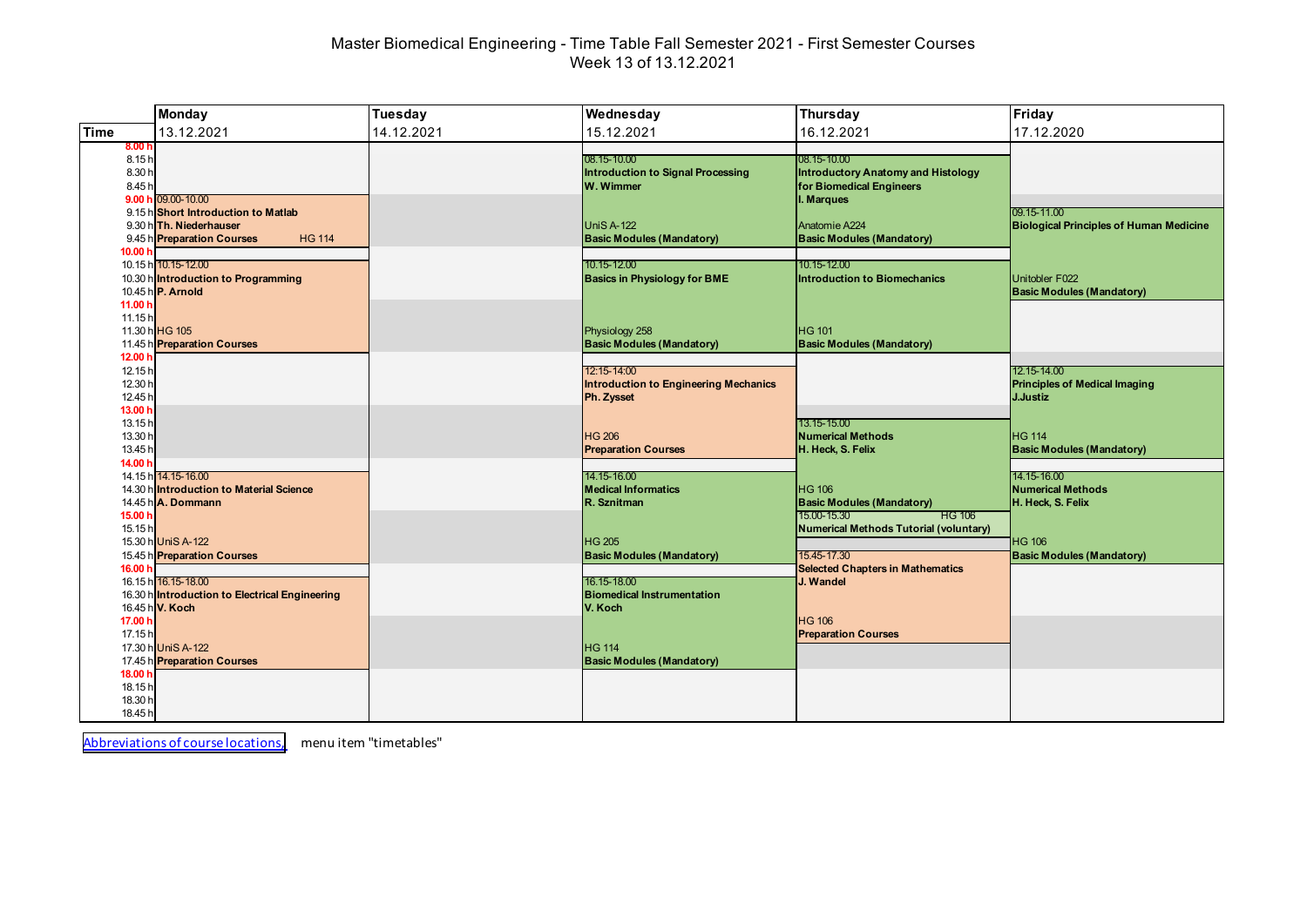# Master Biomedical Engineering - Time Table Fall Semester 2021 - First Semester Courses

Week 13 of 13.12.2021

| Time | Monday 13.12.2021 | Tuesday 14.12.2021 | Wednesday 15.12.2021 | Thursday 16.12.2021 | Friday 17.12.2020 |
|---|---|---|---|---|---|
| 8.00 h | | | | | |
| 8.15 h | | | 08.15-10.00 | 08.15-10.00 | |
| 8.30 h | | | **Introduction to Signal Processing** | **Introductory Anatomy and Histology** | |
| 8.45 h | | | **W. Wimmer** | **for Biomedical Engineers** | |
| 9.00 h | 09.00-10.00 | | | **I. Marques** | |
| 9.15 h | **Short Introduction to Matlab** | | | | 09.15-11.00 |
| 9.30 h | **Th. Niederhauser** | | UniS A-122 | Anatomie A224 | **Biological Principles of Human Medicine** |
| 9.45 h | **Preparation Courses** HG 114 | | **Basic Modules (Mandatory)** | **Basic Modules (Mandatory)** | |
| 10.00 h | | | | | |
| 10.15 h | 10.15-12.00 | | 10.15-12.00 | 10.15-12.00 | |
| 10.30 h | **Introduction to Programming** | | **Basics in Physiology for BME** | **Introduction to Biomechanics** | Unitobler F022 |
| 10.45 h | **P. Arnold** | | | | **Basic Modules (Mandatory)** |
| 11.00 h | | | | | |
| 11.15 h | | | | | |
| 11.30 h | HG 105 | | Physiology 258 | HG 101 | |
| 11.45 h | **Preparation Courses** | | **Basic Modules (Mandatory)** | **Basic Modules (Mandatory)** | |
| 12.00 h | | | | | |
| 12.15 h | | | 12:15-14:00 | | 12.15-14.00 |
| 12.30 h | | | **Introduction to Engineering Mechanics** | | **Principles of Medical Imaging** |
| 12.45 h | | | **Ph. Zysset** | | **J.Justiz** |
| 13.00 h | | | | | |
| 13.15 h | | | | 13.15-15.00 | |
| 13.30 h | | | HG 206 | **Numerical Methods** | HG 114 |
| 13.45 h | | | **Preparation Courses** | **H. Heck, S. Felix** | **Basic Modules (Mandatory)** |
| 14.00 h | | | | | |
| 14.15 h | 14.15-16.00 | | 14.15-16.00 | | 14.15-16.00 |
| 14.30 h | **Introduction to Material Science** | | **Medical Informatics** | HG 106 | **Numerical Methods** |
| 14.45 h | **A. Dommann** | | **R. Sznitman** | **Basic Modules (Mandatory)** | **H. Heck, S. Felix** |
| 15.00 h | | | | 15.00-15.30 HG 106 | |
| 15.15 h | | | | **Numerical Methods Tutorial (voluntary)** | |
| 15.30 h | UniS A-122 | | HG 205 | | HG 106 |
| 15.45 h | **Preparation Courses** | | **Basic Modules (Mandatory)** | 15.45-17.30 | **Basic Modules (Mandatory)** |
| 16.00 h | | | | **Selected Chapters in Mathematics** | |
| 16.15 h | 16.15-18.00 | | 16.15-18.00 | **J. Wandel** | |
| 16.30 h | **Introduction to Electrical Engineering** | | **Biomedical Instrumentation** | | |
| 16.45 h | **V. Koch** | | **V. Koch** | | |
| 17.00 h | | | | HG 106 | |
| 17.15 h | | | | **Preparation Courses** | |
| 17.30 h | UniS A-122 | | HG 114 | | |
| 17.45 h | **Preparation Courses** | | **Basic Modules (Mandatory)** | | |
| 18.00 h | | | | | |
| 18.15 h | | | | | |
| 18.30 h | | | | | |
| 18.45 h | | | | | |

Abbreviations of course locations, menu item "timetables"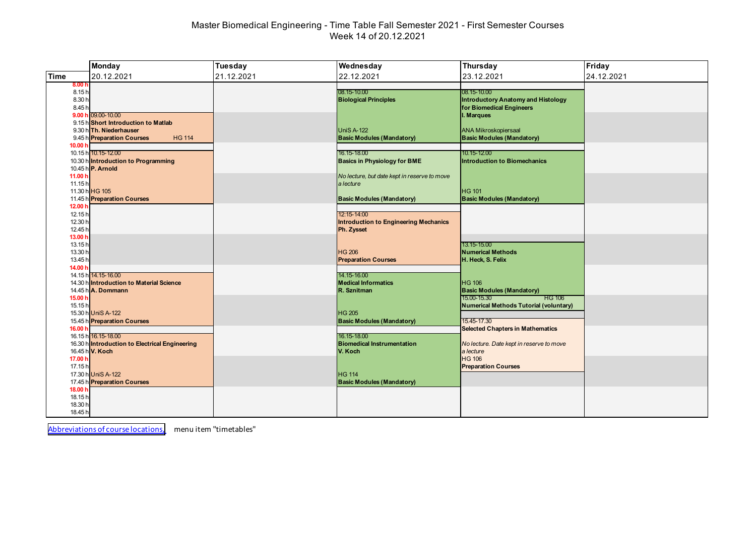# Master Biomedical Engineering - Time Table Fall Semester 2021 - First Semester Courses

Week 14 of 20.12.2021

| Time | Monday 20.12.2021 | Tuesday 21.12.2021 | Wednesday 22.12.2021 | Thursday 23.12.2021 | Friday 24.12.2021 |
|---|---|---|---|---|---|
| 8.00 h – 10.00 h | 09.00-10.00 **Short Introduction to Matlab** **Th. Niederhauser** **Preparation Courses** HG 114 | | 08.15-10.00 **Biological Principles** UniS A-122 **Basic Modules (Mandatory)** | 08.15-10.00 **Introductory Anatomy and Histology for Biomedical Engineers** **I. Marques** ANA Mikroskopiersaal **Basic Modules (Mandatory)** | |
| 10.00 h – 12.00 h | 10.15-12.00 **Introduction to Programming** **P. Arnold** HG 105 **Preparation Courses** | | 16.15-18.00 **Basics in Physiology for BME** *No lecture, but date kept in reserve to move a lecture* **Basic Modules (Mandatory)** | 10.15-12.00 **Introduction to Biomechanics** HG 101 **Basic Modules (Mandatory)** | |
| 12.00 h – 14.00 h | | | 12:15-14:00 **Introduction to Engineering Mechanics** **Ph. Zysset** HG 206 **Preparation Courses** | 13.15-15.00 **Numerical Methods** **H. Heck, S. Felix** HG 106 **Basic Modules (Mandatory)** | |
| 14.00 h – 16.00 h | 14.15-16.00 **Introduction to Material Science** **A. Dommann** UniS A-122 **Preparation Courses** | | 14.15-16.00 **Medical Informatics** **R. Sznitman** HG 205 **Basic Modules (Mandatory)** | 15.00-15.30 HG 106 **Numerical Methods Tutorial (voluntary)** | |
| 16.00 h – 18.00 h | 16.15-18.00 **Introduction to Electrical Engineering** **V. Koch** UniS A-122 **Preparation Courses** | | 16.15-18.00 **Biomedical Instrumentation** **V. Koch** HG 114 **Basic Modules (Mandatory)** | 15.45-17.30 **Selected Chapters in Mathematics** *No lecture. Date kept in reserve to move a lecture* HG 106 **Preparation Courses** | |
| 18.00 h – 18.45 h | | | | | |

Abbreviations of course locations, menu item "timetables"